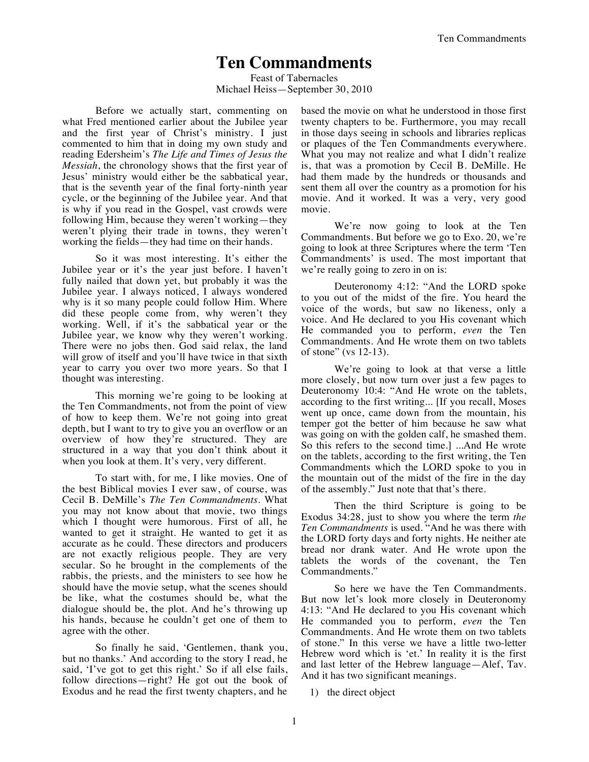# Ten Commandments

Feast of Tabernacles
Michael Heiss—September 30, 2010

Before we actually start, commenting on what Fred mentioned earlier about the Jubilee year and the first year of Christ's ministry. I just commented to him that in doing my own study and reading Edersheim's *The Life and Times of Jesus the Messiah*, the chronology shows that the first year of Jesus' ministry would either be the sabbatical year, that is the seventh year of the final forty-ninth year cycle, or the beginning of the Jubilee year. And that is why if you read in the Gospel, vast crowds were following Him, because they weren't working—they weren't plying their trade in towns, they weren't working the fields—they had time on their hands.

So it was most interesting. It's either the Jubilee year or it's the year just before. I haven't fully nailed that down yet, but probably it was the Jubilee year. I always noticed, I always wondered why is it so many people could follow Him. Where did these people come from, why weren't they working. Well, if it's the sabbatical year or the Jubilee year, we know why they weren't working. There were no jobs then. God said relax, the land will grow of itself and you'll have twice in that sixth year to carry you over two more years. So that I thought was interesting.

This morning we're going to be looking at the Ten Commandments, not from the point of view of how to keep them. We're not going into great depth, but I want to try to give you an overflow or an overview of how they're structured. They are structured in a way that you don't think about it when you look at them. It's very, very different.

To start with, for me, I like movies. One of the best Biblical movies I ever saw, of course, was Cecil B. DeMille's *The Ten Commandments*. What you may not know about that movie, two things which I thought were humorous. First of all, he wanted to get it straight. He wanted to get it as accurate as he could. These directors and producers are not exactly religious people. They are very secular. So he brought in the complements of the rabbis, the priests, and the ministers to see how he should have the movie setup, what the scenes should be like, what the costumes should be, what the dialogue should be, the plot. And he's throwing up his hands, because he couldn't get one of them to agree with the other.

So finally he said, 'Gentlemen, thank you, but no thanks.' And according to the story I read, he said, 'I've got to get this right.' So if all else fails, follow directions—right? He got out the book of Exodus and he read the first twenty chapters, and he based the movie on what he understood in those first twenty chapters to be. Furthermore, you may recall in those days seeing in schools and libraries replicas or plaques of the Ten Commandments everywhere. What you may not realize and what I didn't realize is, that was a promotion by Cecil B. DeMille. He had them made by the hundreds or thousands and sent them all over the country as a promotion for his movie. And it worked. It was a very, very good movie.

We're now going to look at the Ten Commandments. But before we go to Exo. 20, we're going to look at three Scriptures where the term 'Ten Commandments' is used. The most important that we're really going to zero in on is:

Deuteronomy 4:12: "And the LORD spoke to you out of the midst of the fire. You heard the voice of the words, but saw no likeness, only a voice. And He declared to you His covenant which He commanded you to perform, *even* the Ten Commandments. And He wrote them on two tablets of stone" (vs 12-13).

We're going to look at that verse a little more closely, but now turn over just a few pages to Deuteronomy 10:4: "And He wrote on the tablets, according to the first writing... [If you recall, Moses went up once, came down from the mountain, his temper got the better of him because he saw what was going on with the golden calf, he smashed them. So this refers to the second time.] ...And He wrote on the tablets, according to the first writing, the Ten Commandments which the LORD spoke to you in the mountain out of the midst of the fire in the day of the assembly." Just note that that's there.

Then the third Scripture is going to be Exodus 34:28, just to show you where the term *the Ten Commandments* is used. "And he was there with the LORD forty days and forty nights. He neither ate bread nor drank water. And He wrote upon the tablets the words of the covenant, the Ten Commandments."

So here we have the Ten Commandments. But now let's look more closely in Deuteronomy 4:13: "And He declared to you His covenant which He commanded you to perform, *even* the Ten Commandments. And He wrote them on two tablets of stone." In this verse we have a little two-letter Hebrew word which is 'et.' In reality it is the first and last letter of the Hebrew language—Alef, Tav. And it has two significant meanings.

1) the direct object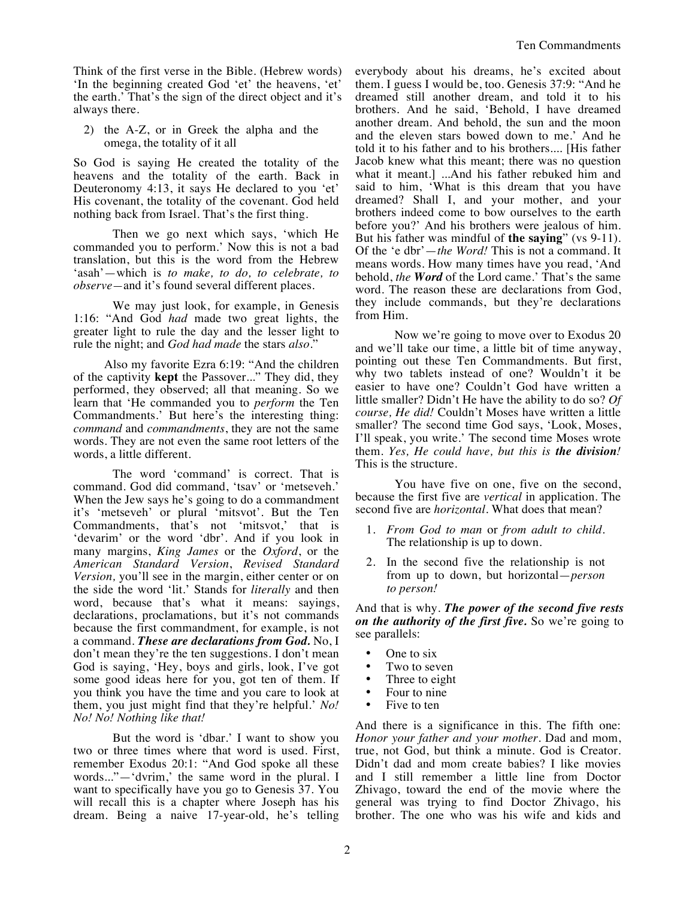Think of the first verse in the Bible. (Hebrew words) 'In the beginning created God 'et' the heavens, 'et' the earth.' That's the sign of the direct object and it's always there.

2) the A-Z, or in Greek the alpha and the omega, the totality of it all

So God is saying He created the totality of the heavens and the totality of the earth. Back in Deuteronomy 4:13, it says He declared to you 'et' His covenant, the totality of the covenant. God held nothing back from Israel. That's the first thing.

Then we go next which says, 'which He commanded you to perform.' Now this is not a bad translation, but this is the word from the Hebrew 'asah'—which is *to make, to do, to celebrate, to observe*—and it's found several different places.

We may just look, for example, in Genesis 1:16: "And God *had* made two great lights, the greater light to rule the day and the lesser light to rule the night; and *God had made* the stars *also*."

Also my favorite Ezra 6:19: "And the children of the captivity **kept** the Passover..." They did, they performed, they observed; all that meaning. So we learn that 'He commanded you to *perform* the Ten Commandments.' But here's the interesting thing: *command* and *commandments*, they are not the same words. They are not even the same root letters of the words, a little different.

The word 'command' is correct. That is command. God did command, 'tsav' or 'metseveh.' When the Jew says he's going to do a commandment it's 'metseveh' or plural 'mitsvot'. But the Ten Commandments, that's not 'mitsvot,' that is 'devarim' or the word 'dbr'. And if you look in many margins, *King James* or the *Oxford*, or the *American Standard Version*, *Revised Standard Version,* you'll see in the margin, either center or on the side the word 'lit.' Stands for *literally* and then word, because that's what it means: sayings, declarations, proclamations, but it's not commands because the first commandment, for example, is not a command. ***These are declarations from God.*** No, I don't mean they're the ten suggestions. I don't mean God is saying, 'Hey, boys and girls, look, I've got some good ideas here for you, got ten of them. If you think you have the time and you care to look at them, you just might find that they're helpful.' *No! No! No! Nothing like that!*

But the word is 'dbar.' I want to show you two or three times where that word is used. First, remember Exodus 20:1: "And God spoke all these words..."—'dvrim,' the same word in the plural. I want to specifically have you go to Genesis 37. You will recall this is a chapter where Joseph has his dream. Being a naive 17-year-old, he's telling everybody about his dreams, he's excited about them. I guess I would be, too. Genesis 37:9: "And he dreamed still another dream, and told it to his brothers. And he said, 'Behold, I have dreamed another dream. And behold, the sun and the moon and the eleven stars bowed down to me.' And he told it to his father and to his brothers.... [His father Jacob knew what this meant; there was no question what it meant.] ...And his father rebuked him and said to him, 'What is this dream that you have dreamed? Shall I, and your mother, and your brothers indeed come to bow ourselves to the earth before you?' And his brothers were jealous of him. But his father was mindful of **the saying**" (vs 9-11). Of the 'e dbr'—*the Word!* This is not a command. It means words. How many times have you read, 'And behold, *the* ***Word*** of the Lord came.' That's the same word. The reason these are declarations from God, they include commands, but they're declarations from Him.

Now we're going to move over to Exodus 20 and we'll take our time, a little bit of time anyway, pointing out these Ten Commandments. But first, why two tablets instead of one? Wouldn't it be easier to have one? Couldn't God have written a little smaller? Didn't He have the ability to do so? *Of course, He did!* Couldn't Moses have written a little smaller? The second time God says, 'Look, Moses, I'll speak, you write.' The second time Moses wrote them. *Yes, He could have, but this is* ***the division****!* This is the structure.

You have five on one, five on the second, because the first five are *vertical* in application. The second five are *horizontal*. What does that mean?

1. *From God to man* or *from adult to child*. The relationship is up to down.
2. In the second five the relationship is not from up to down, but horizontal—*person to person!*

And that is why. ***The power of the second five rests on the authority of the first five.*** So we're going to see parallels:

- One to six
- Two to seven
- Three to eight
- Four to nine
- Five to ten

And there is a significance in this. The fifth one: *Honor your father and your mother*. Dad and mom, true, not God, but think a minute. God is Creator. Didn't dad and mom create babies? I like movies and I still remember a little line from Doctor Zhivago, toward the end of the movie where the general was trying to find Doctor Zhivago, his brother. The one who was his wife and kids and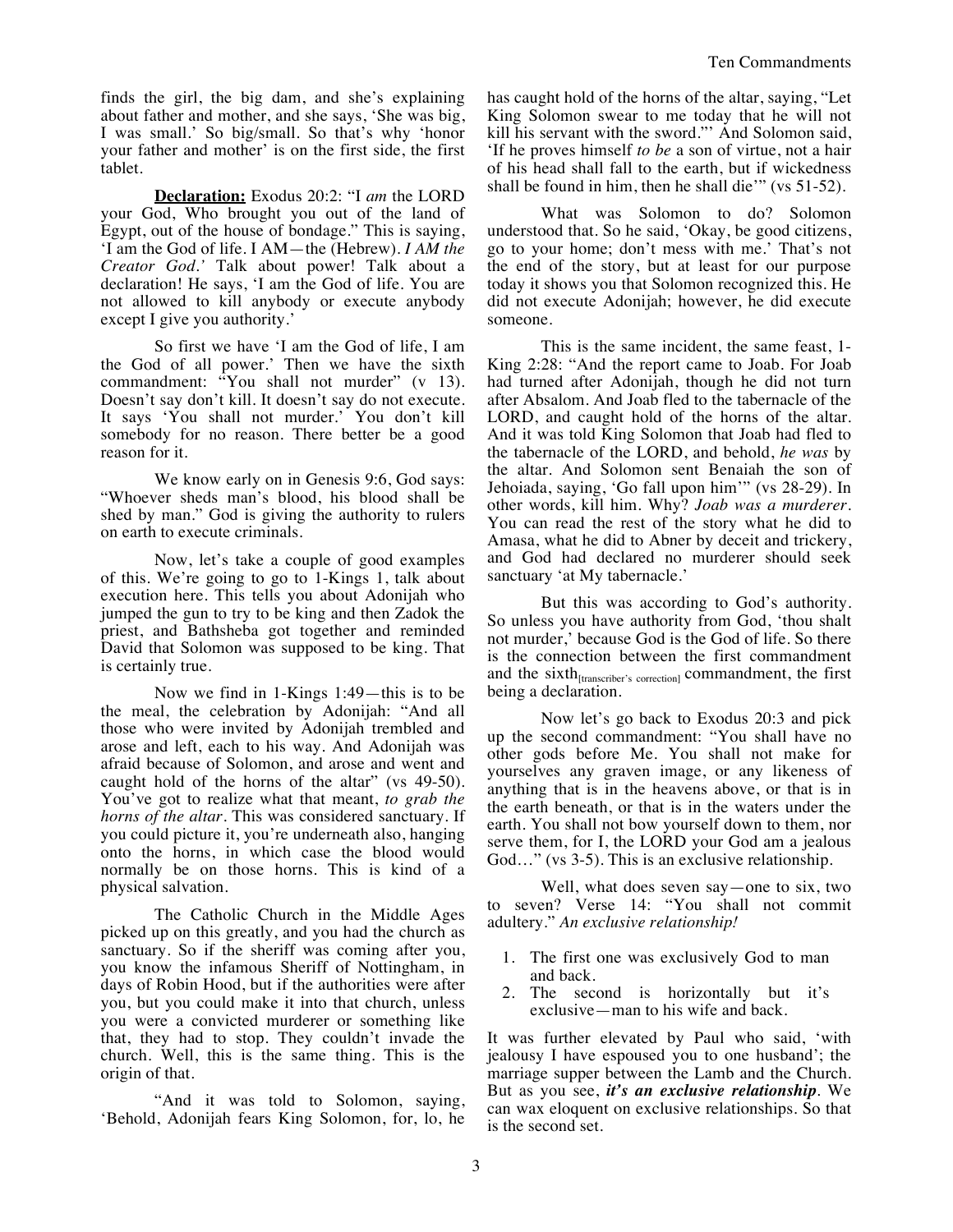finds the girl, the big dam, and she's explaining about father and mother, and she says, 'She was big, I was small.' So big/small. So that's why 'honor your father and mother' is on the first side, the first tablet.

**Declaration:** Exodus 20:2: "I *am* the LORD your God, Who brought you out of the land of Egypt, out of the house of bondage." This is saying, 'I am the God of life. I AM—the (Hebrew). *I AM the Creator God*.' Talk about power! Talk about a declaration! He says, 'I am the God of life. You are not allowed to kill anybody or execute anybody except I give you authority.'

So first we have 'I am the God of life, I am the God of all power.' Then we have the sixth commandment: "You shall not murder" (v 13). Doesn't say don't kill. It doesn't say do not execute. It says 'You shall not murder.' You don't kill somebody for no reason. There better be a good reason for it.

We know early on in Genesis 9:6, God says: "Whoever sheds man's blood, his blood shall be shed by man." God is giving the authority to rulers on earth to execute criminals.

Now, let's take a couple of good examples of this. We're going to go to 1-Kings 1, talk about execution here. This tells you about Adonijah who jumped the gun to try to be king and then Zadok the priest, and Bathsheba got together and reminded David that Solomon was supposed to be king. That is certainly true.

Now we find in 1-Kings 1:49—this is to be the meal, the celebration by Adonijah: "And all those who were invited by Adonijah trembled and arose and left, each to his way. And Adonijah was afraid because of Solomon, and arose and went and caught hold of the horns of the altar" (vs 49-50). You've got to realize what that meant, *to grab the horns of the altar*. This was considered sanctuary. If you could picture it, you're underneath also, hanging onto the horns, in which case the blood would normally be on those horns. This is kind of a physical salvation.

The Catholic Church in the Middle Ages picked up on this greatly, and you had the church as sanctuary. So if the sheriff was coming after you, you know the infamous Sheriff of Nottingham, in days of Robin Hood, but if the authorities were after you, but you could make it into that church, unless you were a convicted murderer or something like that, they had to stop. They couldn't invade the church. Well, this is the same thing. This is the origin of that.

"And it was told to Solomon, saying, 'Behold, Adonijah fears King Solomon, for, lo, he has caught hold of the horns of the altar, saying, "Let King Solomon swear to me today that he will not kill his servant with the sword."' And Solomon said, 'If he proves himself *to be* a son of virtue, not a hair of his head shall fall to the earth, but if wickedness shall be found in him, then he shall die'" (vs 51-52).

What was Solomon to do? Solomon understood that. So he said, 'Okay, be good citizens, go to your home; don't mess with me.' That's not the end of the story, but at least for our purpose today it shows you that Solomon recognized this. He did not execute Adonijah; however, he did execute someone.

This is the same incident, the same feast, 1-King 2:28: "And the report came to Joab. For Joab had turned after Adonijah, though he did not turn after Absalom. And Joab fled to the tabernacle of the LORD, and caught hold of the horns of the altar. And it was told King Solomon that Joab had fled to the tabernacle of the LORD, and behold, *he was* by the altar. And Solomon sent Benaiah the son of Jehoiada, saying, 'Go fall upon him'" (vs 28-29). In other words, kill him. Why? *Joab was a murderer*. You can read the rest of the story what he did to Amasa, what he did to Abner by deceit and trickery, and God had declared no murderer should seek sanctuary 'at My tabernacle.'

But this was according to God's authority. So unless you have authority from God, 'thou shalt not murder,' because God is the God of life. So there is the connection between the first commandment and the sixth[transcriber's correction] commandment, the first being a declaration.

Now let's go back to Exodus 20:3 and pick up the second commandment: "You shall have no other gods before Me. You shall not make for yourselves any graven image, or any likeness of anything that is in the heavens above, or that is in the earth beneath, or that is in the waters under the earth. You shall not bow yourself down to them, nor serve them, for I, the LORD your God am a jealous God…" (vs 3-5). This is an exclusive relationship.

Well, what does seven say—one to six, two to seven? Verse 14: "You shall not commit adultery." *An exclusive relationship!*

1. The first one was exclusively God to man and back.
2. The second is horizontally but it's exclusive—man to his wife and back.

It was further elevated by Paul who said, 'with jealousy I have espoused you to one husband'; the marriage supper between the Lamb and the Church. But as you see, ***it's an exclusive relationship***. We can wax eloquent on exclusive relationships. So that is the second set.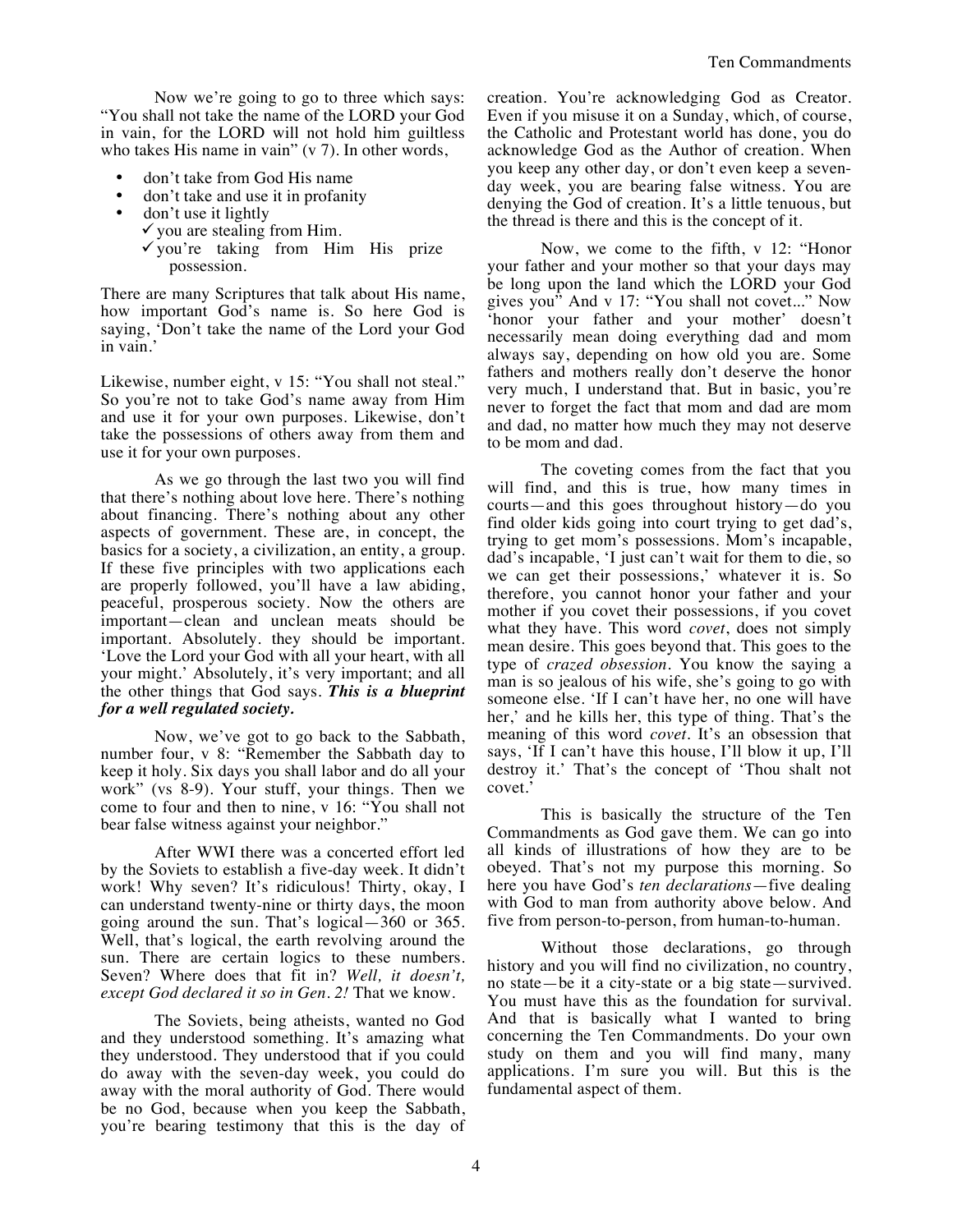Now we're going to go to three which says: "You shall not take the name of the LORD your God in vain, for the LORD will not hold him guiltless who takes His name in vain" (v 7). In other words,

- don't take from God His name
- don't take and use it in profanity
- don't use it lightly
  - ✓ you are stealing from Him.
  - ✓ you're taking from Him His prize possession.

There are many Scriptures that talk about His name, how important God's name is. So here God is saying, 'Don't take the name of the Lord your God in vain.'

Likewise, number eight, v 15: "You shall not steal." So you're not to take God's name away from Him and use it for your own purposes. Likewise, don't take the possessions of others away from them and use it for your own purposes.

As we go through the last two you will find that there's nothing about love here. There's nothing about financing. There's nothing about any other aspects of government. These are, in concept, the basics for a society, a civilization, an entity, a group. If these five principles with two applications each are properly followed, you'll have a law abiding, peaceful, prosperous society. Now the others are important—clean and unclean meats should be important. Absolutely. they should be important. 'Love the Lord your God with all your heart, with all your might.' Absolutely, it's very important; and all the other things that God says. ***This is a blueprint for a well regulated society.***

Now, we've got to go back to the Sabbath, number four, v 8: "Remember the Sabbath day to keep it holy. Six days you shall labor and do all your work" (vs 8-9). Your stuff, your things. Then we come to four and then to nine, v 16: "You shall not bear false witness against your neighbor."

After WWI there was a concerted effort led by the Soviets to establish a five-day week. It didn't work! Why seven? It's ridiculous! Thirty, okay, I can understand twenty-nine or thirty days, the moon going around the sun. That's logical—360 or 365. Well, that's logical, the earth revolving around the sun. There are certain logics to these numbers. Seven? Where does that fit in? *Well, it doesn't, except God declared it so in Gen. 2!* That we know.

The Soviets, being atheists, wanted no God and they understood something. It's amazing what they understood. They understood that if you could do away with the seven-day week, you could do away with the moral authority of God. There would be no God, because when you keep the Sabbath, you're bearing testimony that this is the day of creation. You're acknowledging God as Creator. Even if you misuse it on a Sunday, which, of course, the Catholic and Protestant world has done, you do acknowledge God as the Author of creation. When you keep any other day, or don't even keep a seven-day week, you are bearing false witness. You are denying the God of creation. It's a little tenuous, but the thread is there and this is the concept of it.

Now, we come to the fifth, v 12: "Honor your father and your mother so that your days may be long upon the land which the LORD your God gives you" And v 17: "You shall not covet..." Now 'honor your father and your mother' doesn't necessarily mean doing everything dad and mom always say, depending on how old you are. Some fathers and mothers really don't deserve the honor very much, I understand that. But in basic, you're never to forget the fact that mom and dad are mom and dad, no matter how much they may not deserve to be mom and dad.

The coveting comes from the fact that you will find, and this is true, how many times in courts—and this goes throughout history—do you find older kids going into court trying to get dad's, trying to get mom's possessions. Mom's incapable, dad's incapable, 'I just can't wait for them to die, so we can get their possessions,' whatever it is. So therefore, you cannot honor your father and your mother if you covet their possessions, if you covet what they have. This word *covet*, does not simply mean desire. This goes beyond that. This goes to the type of *crazed obsession*. You know the saying a man is so jealous of his wife, she's going to go with someone else. 'If I can't have her, no one will have her,' and he kills her, this type of thing. That's the meaning of this word *covet*. It's an obsession that says, 'If I can't have this house, I'll blow it up, I'll destroy it.' That's the concept of 'Thou shalt not covet.'

This is basically the structure of the Ten Commandments as God gave them. We can go into all kinds of illustrations of how they are to be obeyed. That's not my purpose this morning. So here you have God's *ten declarations*—five dealing with God to man from authority above below. And five from person-to-person, from human-to-human.

Without those declarations, go through history and you will find no civilization, no country, no state—be it a city-state or a big state—survived. You must have this as the foundation for survival. And that is basically what I wanted to bring concerning the Ten Commandments. Do your own study on them and you will find many, many applications. I'm sure you will. But this is the fundamental aspect of them.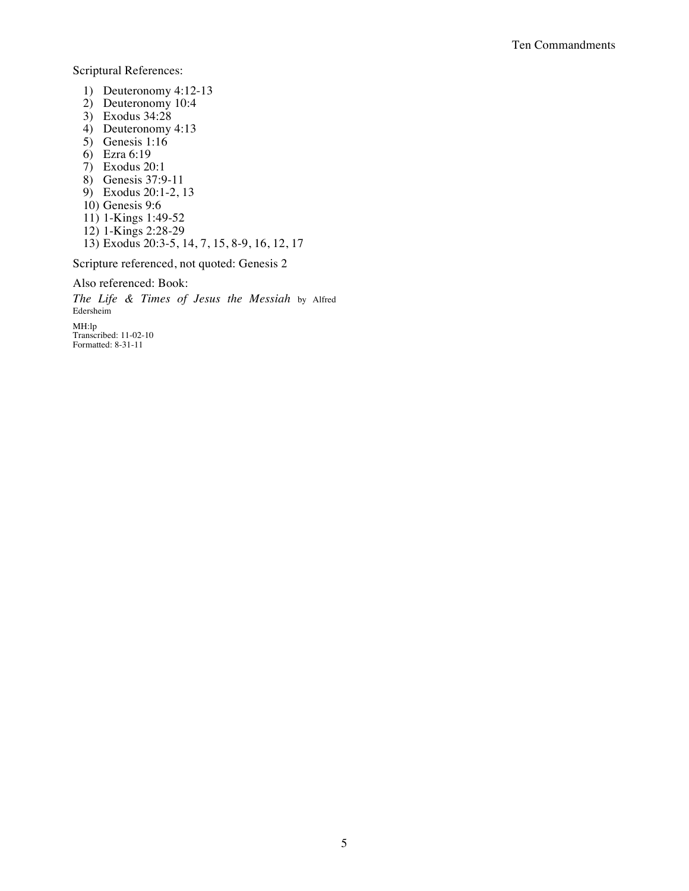Scriptural References:

1) Deuteronomy 4:12-13
2) Deuteronomy 10:4
3) Exodus 34:28
4) Deuteronomy 4:13
5) Genesis 1:16
6) Ezra 6:19
7) Exodus 20:1
8) Genesis 37:9-11
9) Exodus 20:1-2, 13
10) Genesis 9:6
11) 1-Kings 1:49-52
12) 1-Kings 2:28-29
13) Exodus 20:3-5, 14, 7, 15, 8-9, 16, 12, 17

Scripture referenced, not quoted: Genesis 2

Also referenced: Book:

*The Life & Times of Jesus the Messiah* by Alfred Edersheim

MH:lp
Transcribed: 11-02-10
Formatted: 8-31-11